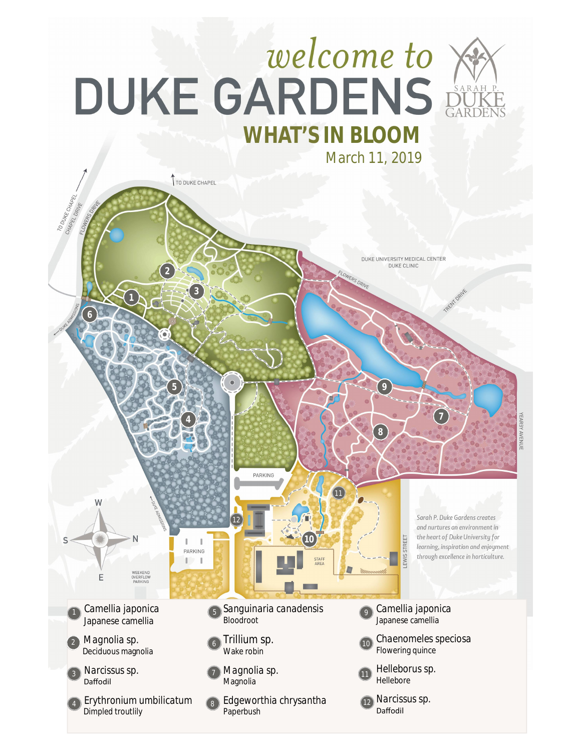*welcome to*

# DUKE GARDENS

SARAH P. DUKE GARDENS

## WHAT'S IN BLOOM

March 11, 2019

TO DUKE CHAPEL

TO DUKE CHAPEL

CHAPEL DRIVE

FLOWERS DRIVE

DUKE UNIVERSITY MEDICAL CENTER
DUKE CLINIC

FLOWERS DRIVE

TRENT DRIVE

YEARBY AVENUE

DUKE ADMISSIONS

PARKING

PARKING

WEEKEND OVERFLOW PARKING

DUKE ADMISSIONS

STAFF AREA

LEWIS STREET

W
S N
E

*Sarah P. Duke Gardens creates and nurtures an environment in the heart of Duke University for learning, inspiration and enjoyment through excellence in horticulture.*

1. Camellia japonica — Japanese camellia
2. Magnolia sp. — Deciduous magnolia
3. Narcissus sp. — Daffodil
4. Erythronium umbilicatum — Dimpled troutlily
5. Sanguinaria canadensis — Bloodroot
6. Trillium sp. — Wake robin
7. Magnolia sp. — Magnolia
8. Edgeworthia chrysantha — Paperbush
9. Camellia japonica — Japanese camellia
10. Chaenomeles speciosa — Flowering quince
11. Helleborus sp. — Hellebore
12. Narcissus sp. — Daffodil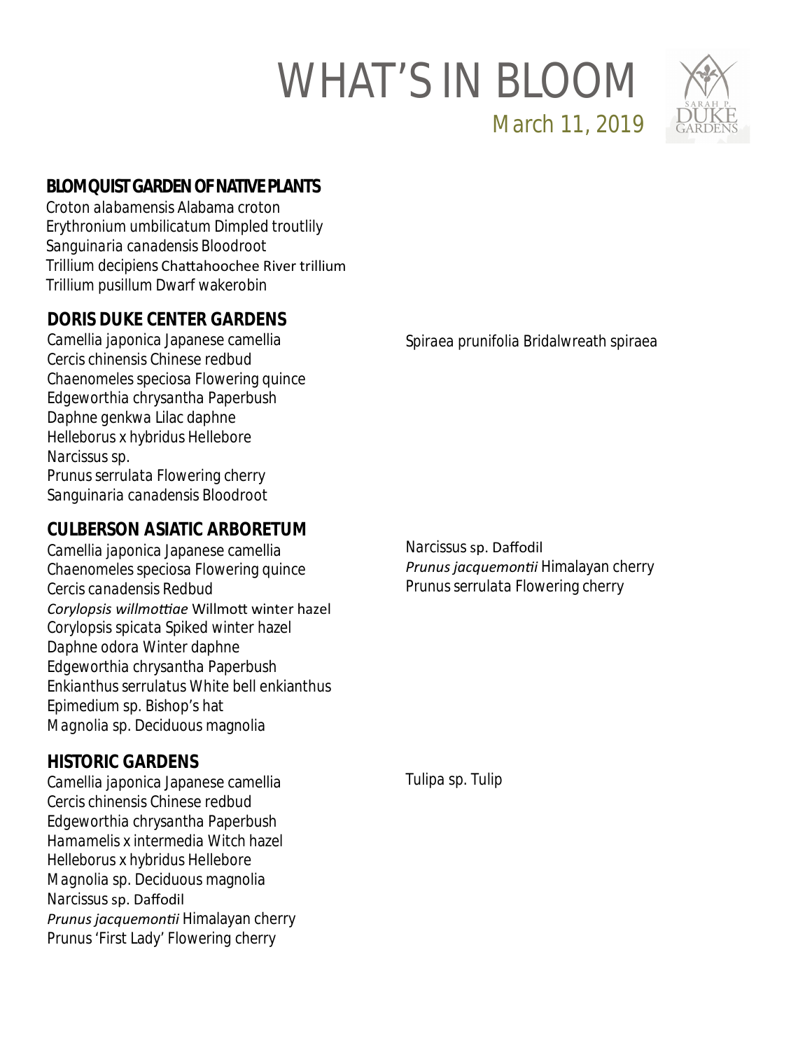# WHAT'S IN BLOOM

March 11, 2019

## BLOMQUIST GARDEN OF NATIVE PLANTS

Croton alabamensis Alabama croton
Erythronium umbilicatum Dimpled troutlily
Sanguinaria canadensis Bloodroot
Trillium decipiens Chattahoochee River trillium
Trillium pusillum Dwarf wakerobin

## DORIS DUKE CENTER GARDENS

Camellia japonica Japanese camellia
Cercis chinensis Chinese redbud
Chaenomeles speciosa Flowering quince
Edgeworthia chrysantha Paperbush
Daphne genkwa Lilac daphne
Helleborus x hybridus Hellebore
Narcissus sp.
Prunus serrulata Flowering cherry
Sanguinaria canadensis Bloodroot
Spiraea prunifolia Bridalwreath spiraea

## CULBERSON ASIATIC ARBORETUM

Camellia japonica Japanese camellia
Chaenomeles speciosa Flowering quince
Cercis canadensis Redbud
*Corylopsis willmottiae* Willmott winter hazel
Corylopsis spicata Spiked winter hazel
Daphne odora Winter daphne
Edgeworthia chrysantha Paperbush
Enkianthus serrulatus White bell enkianthus
Epimedium sp. Bishop's hat
Magnolia sp. Deciduous magnolia
Narcissus sp. Daffodil
*Prunus jacquemontii* Himalayan cherry
Prunus serrulata Flowering cherry

## HISTORIC GARDENS

Camellia japonica Japanese camellia
Cercis chinensis Chinese redbud
Edgeworthia chrysantha Paperbush
Hamamelis x intermedia Witch hazel
Helleborus x hybridus Hellebore
Magnolia sp. Deciduous magnolia
Narcissus sp. Daffodil
*Prunus jacquemontii* Himalayan cherry
Prunus 'First Lady' Flowering cherry
Tulipa sp. Tulip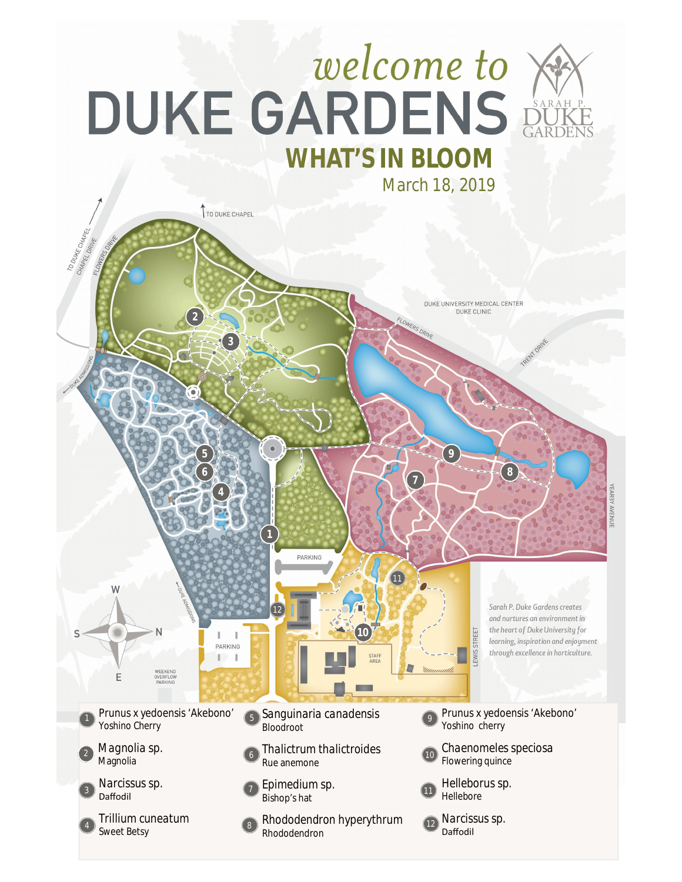*welcome to*

# DUKE GARDENS

## WHAT'S IN BLOOM

March 18, 2019

TO DUKE CHAPEL

TO DUKE CHAPEL

CHAPEL DRIVE

FLOWERS DRIVE

DUKE ADMISSIONS

DUKE UNIVERSITY MEDICAL CENTER
DUKE CLINIC

FLOWERS DRIVE

TRENT DRIVE

YEARBY AVENUE

PARKING

PARKING

STAFF AREA

LEWIS STREET

DUKE ADMISSIONS

WEEKEND OVERFLOW PARKING

W S N E

*Sarah P. Duke Gardens creates and nurtures an environment in the heart of Duke University for learning, inspiration and enjoyment through excellence in horticulture.*

1. Prunus x yedoensis 'Akebono'
   Yoshino Cherry
2. Magnolia sp.
   Magnolia
3. Narcissus sp.
   Daffodil
4. Trillium cuneatum
   Sweet Betsy
5. Sanguinaria canadensis
   Bloodroot
6. Thalictrum thalictroides
   Rue anemone
7. Epimedium sp.
   Bishop's hat
8. Rhododendron hyperythrum
   Rhododendron
9. Prunus x yedoensis 'Akebono'
   Yoshino cherry
10. Chaenomeles speciosa
    Flowering quince
11. Helleborus sp.
    Hellebore
12. Narcissus sp.
    Daffodil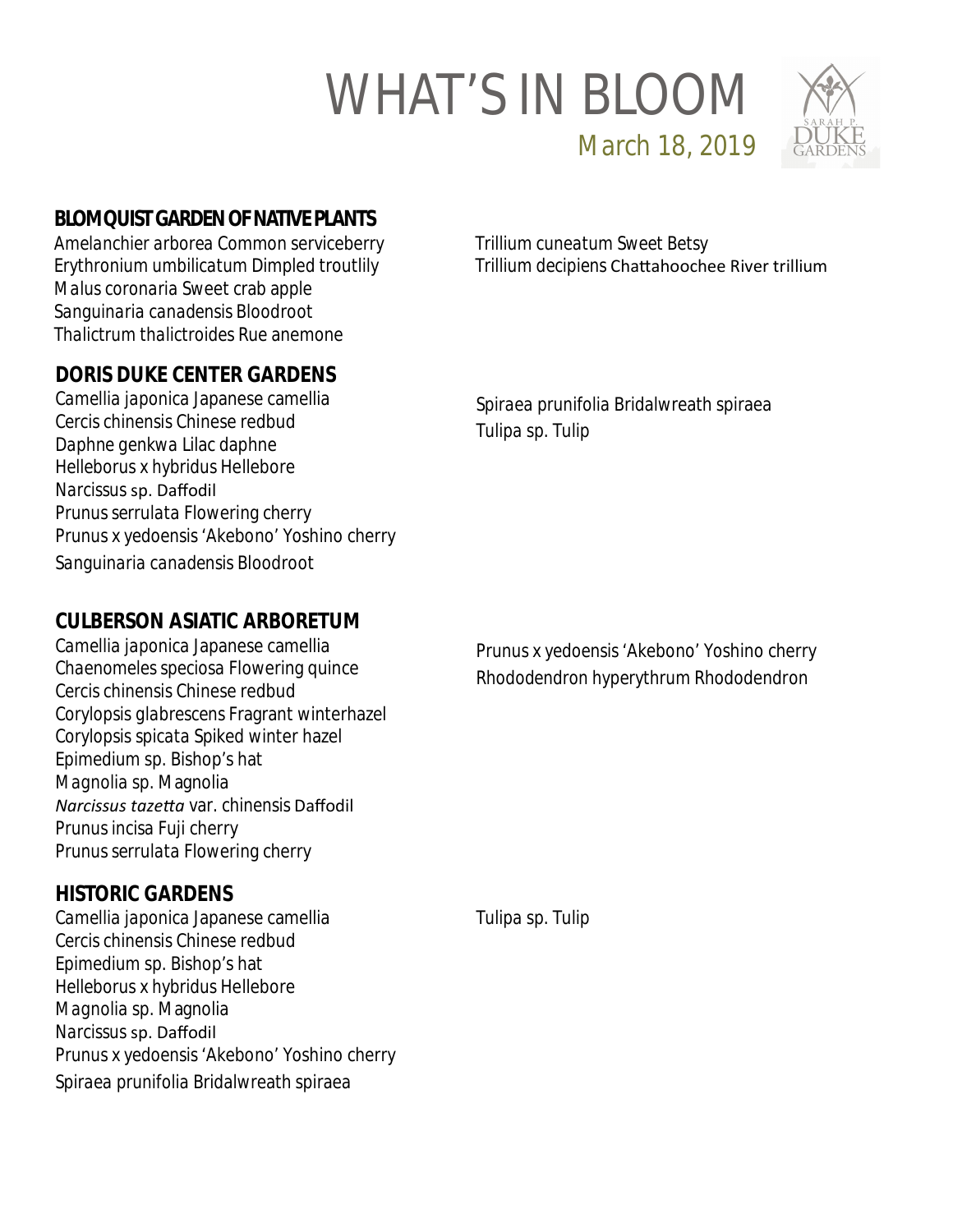# WHAT'S IN BLOOM

March 18, 2019

SARAH P. DUKE GARDENS

## BLOMQUIST GARDEN OF NATIVE PLANTS

Amelanchier arborea Common serviceberry
Erythronium umbilicatum Dimpled troutlily
Malus coronaria Sweet crab apple
Sanguinaria canadensis Bloodroot
Thalictrum thalictroides Rue anemone
Trillium cuneatum Sweet Betsy
Trillium decipiens Chattahoochee River trillium

## DORIS DUKE CENTER GARDENS

Camellia japonica Japanese camellia
Cercis chinensis Chinese redbud
Daphne genkwa Lilac daphne
Helleborus x hybridus Hellebore
Narcissus sp. Daffodil
Prunus serrulata Flowering cherry
Prunus x yedoensis 'Akebono' Yoshino cherry
Sanguinaria canadensis Bloodroot
Spiraea prunifolia Bridalwreath spiraea
Tulipa sp. Tulip

## CULBERSON ASIATIC ARBORETUM

Camellia japonica Japanese camellia
Chaenomeles speciosa Flowering quince
Cercis chinensis Chinese redbud
Corylopsis glabrescens Fragrant winterhazel
Corylopsis spicata Spiked winter hazel
Epimedium sp. Bishop's hat
Magnolia sp. Magnolia
*Narcissus tazetta* var. chinensis Daffodil
Prunus incisa Fuji cherry
Prunus serrulata Flowering cherry
Prunus x yedoensis 'Akebono' Yoshino cherry
Rhododendron hyperythrum Rhododendron

## HISTORIC GARDENS

Camellia japonica Japanese camellia
Cercis chinensis Chinese redbud
Epimedium sp. Bishop's hat
Helleborus x hybridus Hellebore
Magnolia sp. Magnolia
Narcissus sp. Daffodil
Prunus x yedoensis 'Akebono' Yoshino cherry
Spiraea prunifolia Bridalwreath spiraea
Tulipa sp. Tulip